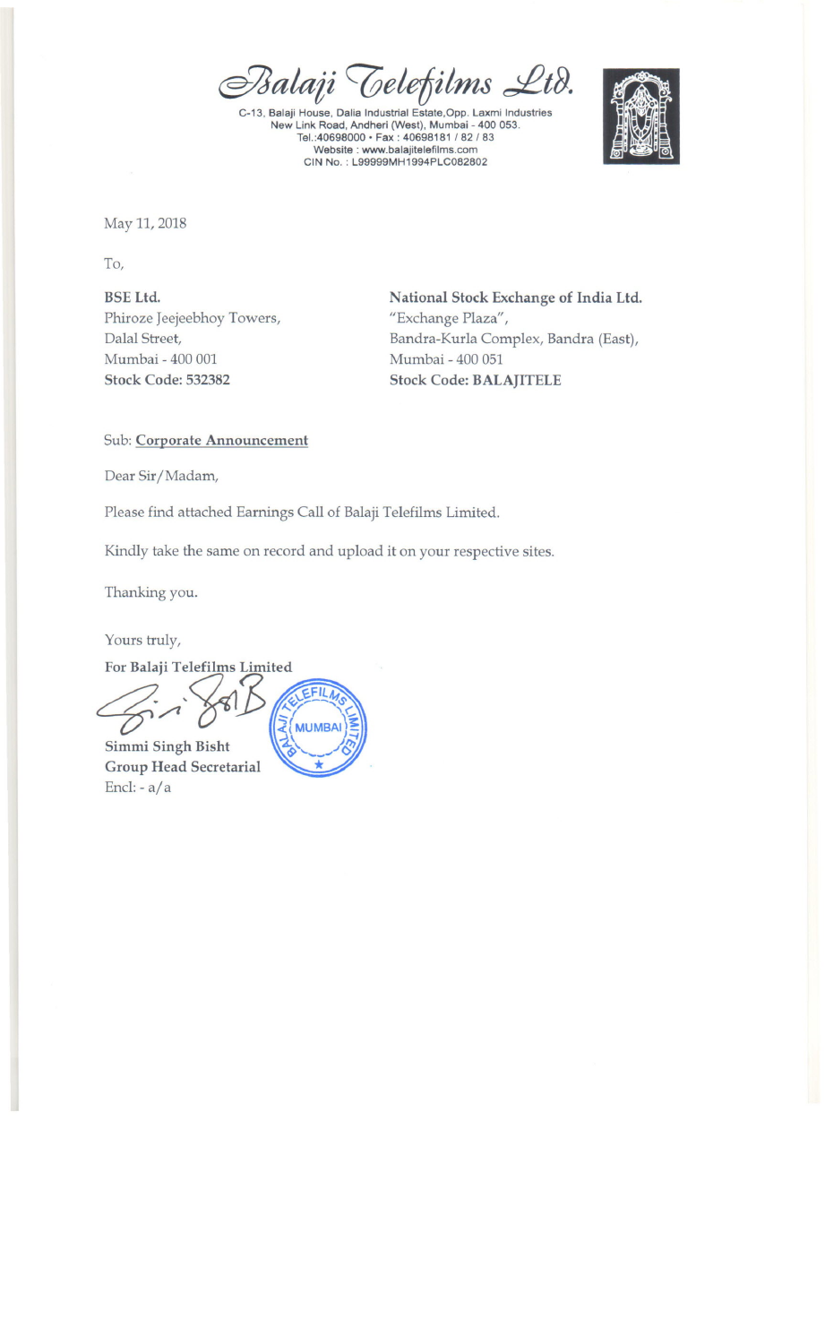# Balaji Telefilms Ltd.

C-13, Balaji House, Dalia Industrial Estate, Opp. Laxmi Industries
New Link Road, Andheri (West), Mumbai - 400 053.
Tel.:40698000 • Fax : 40698181 / 82 / 83
Website : www.balajitelefilms.com
CIN No. : L99999MH1994PLC082802

May 11, 2018

To,

**BSE Ltd.**
Phiroze Jeejeebhoy Towers,
Dalal Street,
Mumbai - 400 001
**Stock Code: 532382**

**National Stock Exchange of India Ltd.**
"Exchange Plaza",
Bandra-Kurla Complex, Bandra (East),
Mumbai - 400 051
**Stock Code: BALAJITELE**

Sub: **Corporate Announcement**

Dear Sir/Madam,

Please find attached Earnings Call of Balaji Telefilms Limited.

Kindly take the same on record and upload it on your respective sites.

Thanking you.

Yours truly,

**For Balaji Telefilms Limited**

**Simmi Singh Bisht**
**Group Head Secretarial**
Encl: - a/a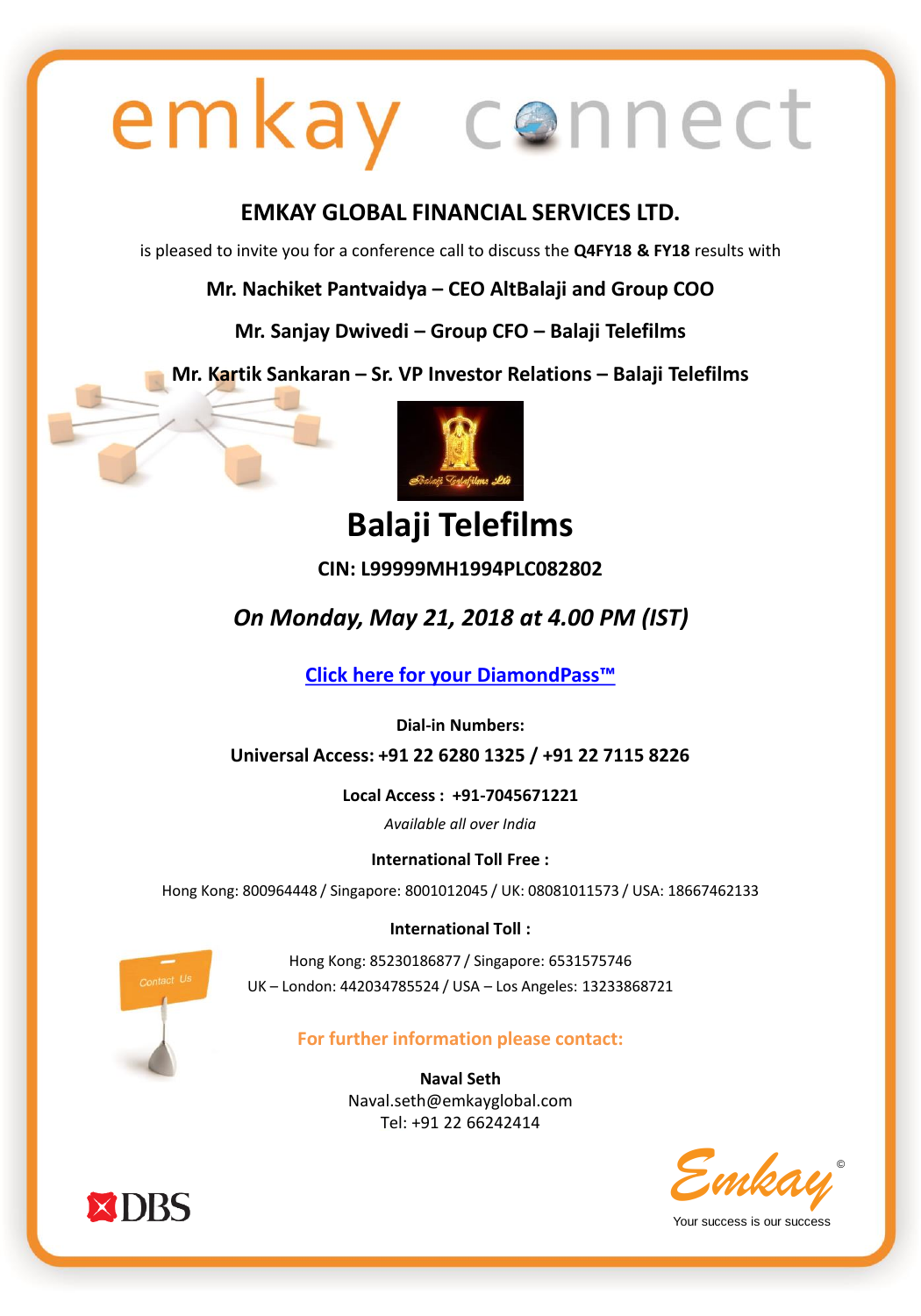emkay connect

## EMKAY GLOBAL FINANCIAL SERVICES LTD.

is pleased to invite you for a conference call to discuss the **Q4FY18 & FY18** results with

**Mr. Nachiket Pantvaidya – CEO AltBalaji and Group COO**

**Mr. Sanjay Dwivedi – Group CFO – Balaji Telefilms**

**Mr. Kartik Sankaran – Sr. VP Investor Relations – Balaji Telefilms**

# Balaji Telefilms

**CIN: L99999MH1994PLC082802**

***On Monday, May 21, 2018 at 4.00 PM (IST)***

Click here for your DiamondPass™

**Dial-in Numbers:**

**Universal Access: +91 22 6280 1325 / +91 22 7115 8226**

**Local Access : +91-7045671221**

*Available all over India*

**International Toll Free :**

Hong Kong: 800964448 / Singapore: 8001012045 / UK: 08081011573 / USA: 18667462133

**International Toll :**

Hong Kong: 85230186877 / Singapore: 6531575746

UK – London: 442034785524 / USA – Los Angeles: 13233868721

Contact Us

**For further information please contact:**

**Naval Seth**
Naval.seth@emkayglobal.com
Tel: +91 22 66242414

DBS

Emkay©
Your success is our success